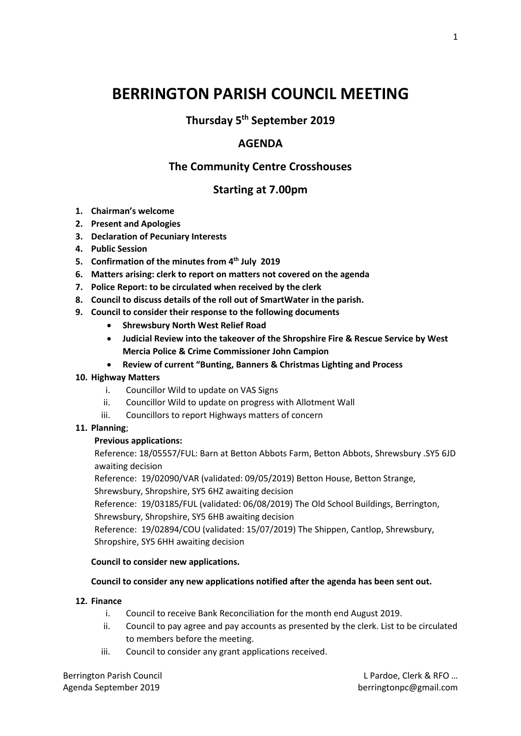# BERRINGTON PARISH COUNCIL MEETING

## Thursday 5th September 2019

## AGENDA

## The Community Centre Crosshouses

## Starting at 7.00pm

1. **Chairman's welcome**
2. **Present and Apologies**
3. **Declaration of Pecuniary Interests**
4. **Public Session**
5. **Confirmation of the minutes from 4th July 2019**
6. **Matters arising: clerk to report on matters not covered on the agenda**
7. **Police Report: to be circulated when received by the clerk**
8. **Council to discuss details of the roll out of SmartWater in the parish.**
9. **Council to consider their response to the following documents**
   - **Shrewsbury North West Relief Road**
   - **Judicial Review into the takeover of the Shropshire Fire & Rescue Service by West Mercia Police & Crime Commissioner John Campion**
   - **Review of current "Bunting, Banners & Christmas Lighting and Process**
10. **Highway Matters**
    i. Councillor Wild to update on VAS Signs
    ii. Councillor Wild to update on progress with Allotment Wall
    iii. Councillors to report Highways matters of concern
11. **Planning**;

    **Previous applications:**

    Reference: 18/05557/FUL: Barn at Betton Abbots Farm, Betton Abbots, Shrewsbury .SY5 6JD awaiting decision

    Reference: 19/02090/VAR (validated: 09/05/2019) Betton House, Betton Strange, Shrewsbury, Shropshire, SY5 6HZ awaiting decision

    Reference: 19/03185/FUL (validated: 06/08/2019) The Old School Buildings, Berrington, Shrewsbury, Shropshire, SY5 6HB awaiting decision

    Reference: 19/02894/COU (validated: 15/07/2019) The Shippen, Cantlop, Shrewsbury, Shropshire, SY5 6HH awaiting decision

    **Council to consider new applications.**

    **Council to consider any new applications notified after the agenda has been sent out.**

12. **Finance**
    i. Council to receive Bank Reconciliation for the month end August 2019.
    ii. Council to pay agree and pay accounts as presented by the clerk. List to be circulated to members before the meeting.
    iii. Council to consider any grant applications received.

Berrington Parish Council
Agenda September 2019

L Pardoe, Clerk & RFO …
berringtonpc@gmail.com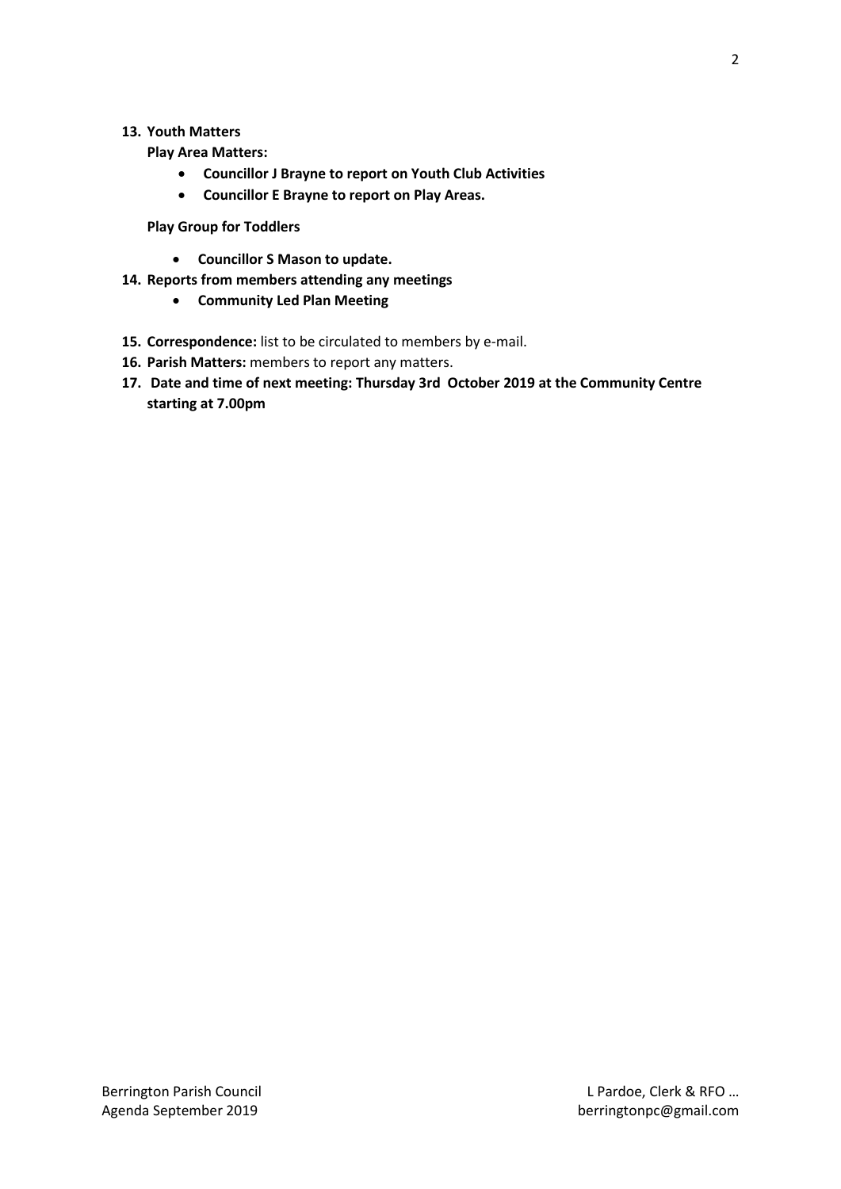13. **Youth Matters**

    **Play Area Matters:**

    - **Councillor J Brayne to report on Youth Club Activities**
    - **Councillor E Brayne to report on Play Areas.**

    **Play Group for Toddlers**

    - **Councillor S Mason to update.**

14. **Reports from members attending any meetings**
    - **Community Led Plan Meeting**

15. **Correspondence:** list to be circulated to members by e-mail.
16. **Parish Matters:** members to report any matters.
17. **Date and time of next meeting: Thursday 3rd October 2019 at the Community Centre starting at 7.00pm**